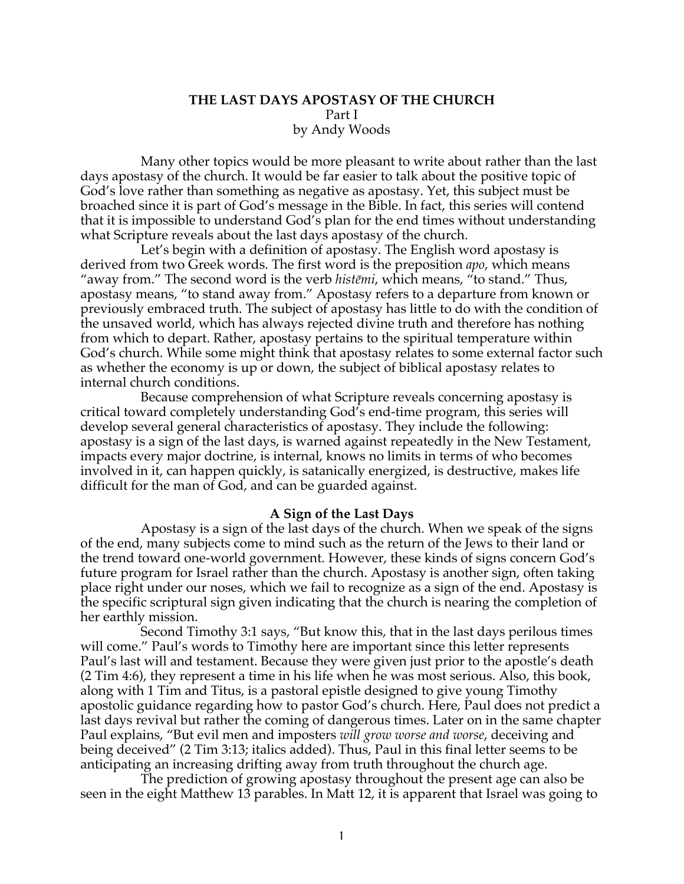# THE LAST DAYS APOSTASY OF THE CHURCH
Part I
by Andy Woods

Many other topics would be more pleasant to write about rather than the last days apostasy of the church. It would be far easier to talk about the positive topic of God's love rather than something as negative as apostasy. Yet, this subject must be broached since it is part of God's message in the Bible. In fact, this series will contend that it is impossible to understand God's plan for the end times without understanding what Scripture reveals about the last days apostasy of the church.

Let's begin with a definition of apostasy. The English word apostasy is derived from two Greek words. The first word is the preposition *apo*, which means "away from." The second word is the verb *histēmi*, which means, "to stand." Thus, apostasy means, "to stand away from." Apostasy refers to a departure from known or previously embraced truth. The subject of apostasy has little to do with the condition of the unsaved world, which has always rejected divine truth and therefore has nothing from which to depart. Rather, apostasy pertains to the spiritual temperature within God's church. While some might think that apostasy relates to some external factor such as whether the economy is up or down, the subject of biblical apostasy relates to internal church conditions.

Because comprehension of what Scripture reveals concerning apostasy is critical toward completely understanding God's end-time program, this series will develop several general characteristics of apostasy. They include the following: apostasy is a sign of the last days, is warned against repeatedly in the New Testament, impacts every major doctrine, is internal, knows no limits in terms of who becomes involved in it, can happen quickly, is satanically energized, is destructive, makes life difficult for the man of God, and can be guarded against.

## A Sign of the Last Days

Apostasy is a sign of the last days of the church. When we speak of the signs of the end, many subjects come to mind such as the return of the Jews to their land or the trend toward one-world government. However, these kinds of signs concern God's future program for Israel rather than the church. Apostasy is another sign, often taking place right under our noses, which we fail to recognize as a sign of the end. Apostasy is the specific scriptural sign given indicating that the church is nearing the completion of her earthly mission.

Second Timothy 3:1 says, "But know this, that in the last days perilous times will come." Paul's words to Timothy here are important since this letter represents Paul's last will and testament. Because they were given just prior to the apostle's death (2 Tim 4:6), they represent a time in his life when he was most serious. Also, this book, along with 1 Tim and Titus, is a pastoral epistle designed to give young Timothy apostolic guidance regarding how to pastor God's church. Here, Paul does not predict a last days revival but rather the coming of dangerous times. Later on in the same chapter Paul explains, "But evil men and imposters *will grow worse and worse*, deceiving and being deceived" (2 Tim 3:13; italics added). Thus, Paul in this final letter seems to be anticipating an increasing drifting away from truth throughout the church age.

The prediction of growing apostasy throughout the present age can also be seen in the eight Matthew 13 parables. In Matt 12, it is apparent that Israel was going to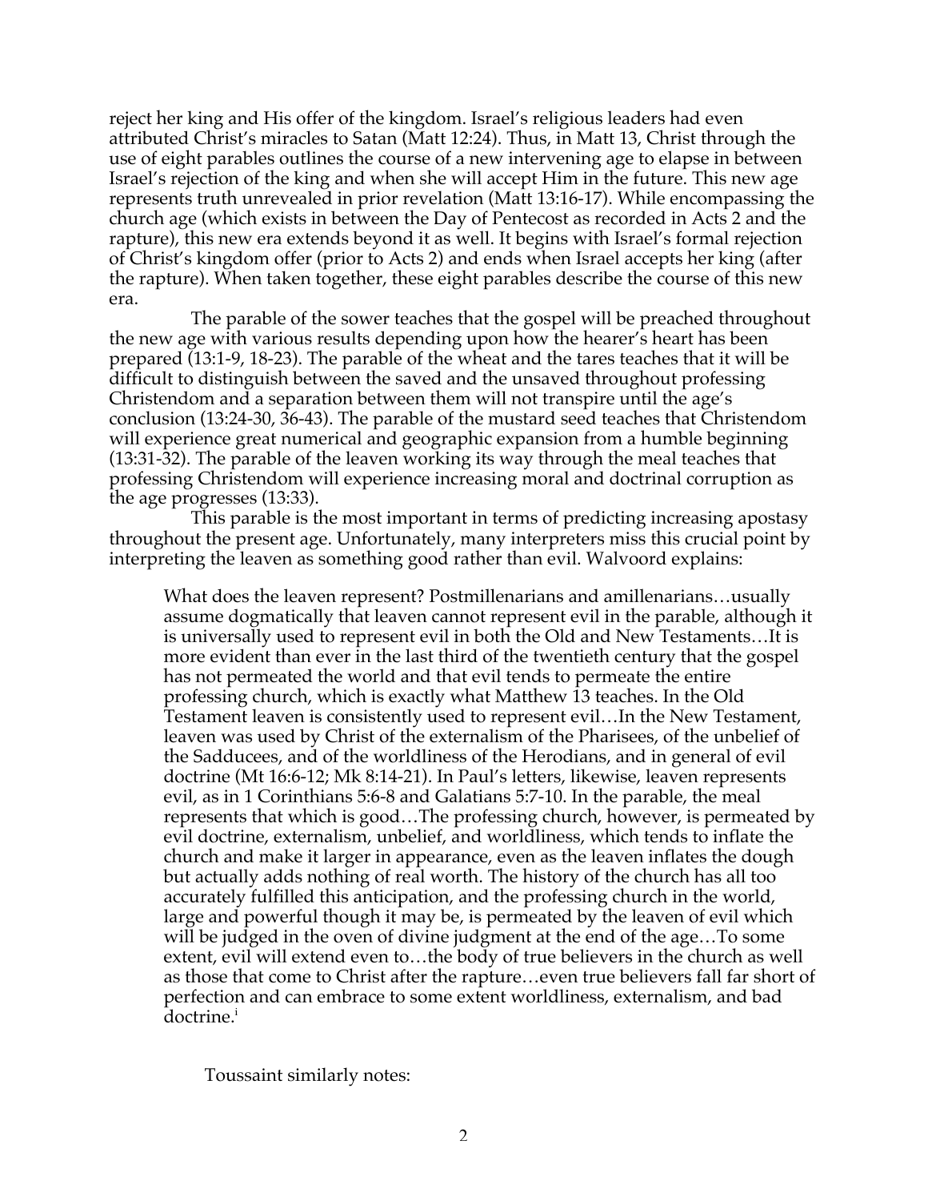reject her king and His offer of the kingdom. Israel's religious leaders had even attributed Christ's miracles to Satan (Matt 12:24). Thus, in Matt 13, Christ through the use of eight parables outlines the course of a new intervening age to elapse in between Israel's rejection of the king and when she will accept Him in the future. This new age represents truth unrevealed in prior revelation (Matt 13:16-17). While encompassing the church age (which exists in between the Day of Pentecost as recorded in Acts 2 and the rapture), this new era extends beyond it as well. It begins with Israel's formal rejection of Christ's kingdom offer (prior to Acts 2) and ends when Israel accepts her king (after the rapture). When taken together, these eight parables describe the course of this new era.

The parable of the sower teaches that the gospel will be preached throughout the new age with various results depending upon how the hearer's heart has been prepared (13:1-9, 18-23). The parable of the wheat and the tares teaches that it will be difficult to distinguish between the saved and the unsaved throughout professing Christendom and a separation between them will not transpire until the age's conclusion (13:24-30, 36-43). The parable of the mustard seed teaches that Christendom will experience great numerical and geographic expansion from a humble beginning (13:31-32). The parable of the leaven working its way through the meal teaches that professing Christendom will experience increasing moral and doctrinal corruption as the age progresses (13:33).

This parable is the most important in terms of predicting increasing apostasy throughout the present age. Unfortunately, many interpreters miss this crucial point by interpreting the leaven as something good rather than evil. Walvoord explains:

> What does the leaven represent? Postmillenarians and amillenarians…usually assume dogmatically that leaven cannot represent evil in the parable, although it is universally used to represent evil in both the Old and New Testaments…It is more evident than ever in the last third of the twentieth century that the gospel has not permeated the world and that evil tends to permeate the entire professing church, which is exactly what Matthew 13 teaches. In the Old Testament leaven is consistently used to represent evil…In the New Testament, leaven was used by Christ of the externalism of the Pharisees, of the unbelief of the Sadducees, and of the worldliness of the Herodians, and in general of evil doctrine (Mt 16:6-12; Mk 8:14-21). In Paul's letters, likewise, leaven represents evil, as in 1 Corinthians 5:6-8 and Galatians 5:7-10. In the parable, the meal represents that which is good…The professing church, however, is permeated by evil doctrine, externalism, unbelief, and worldliness, which tends to inflate the church and make it larger in appearance, even as the leaven inflates the dough but actually adds nothing of real worth. The history of the church has all too accurately fulfilled this anticipation, and the professing church in the world, large and powerful though it may be, is permeated by the leaven of evil which will be judged in the oven of divine judgment at the end of the age…To some extent, evil will extend even to…the body of true believers in the church as well as those that come to Christ after the rapture…even true believers fall far short of perfection and can embrace to some extent worldliness, externalism, and bad doctrine.[i]

Toussaint similarly notes: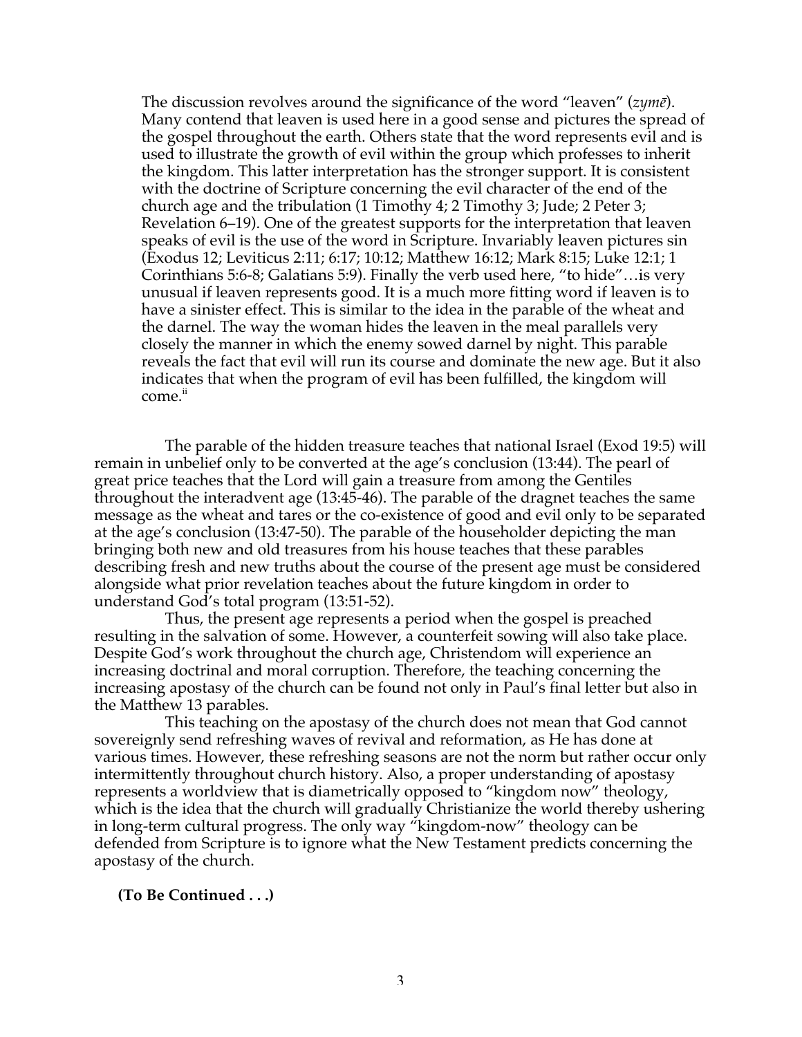> The discussion revolves around the significance of the word "leaven" (*zymē*). Many contend that leaven is used here in a good sense and pictures the spread of the gospel throughout the earth. Others state that the word represents evil and is used to illustrate the growth of evil within the group which professes to inherit the kingdom. This latter interpretation has the stronger support. It is consistent with the doctrine of Scripture concerning the evil character of the end of the church age and the tribulation (1 Timothy 4; 2 Timothy 3; Jude; 2 Peter 3; Revelation 6–19). One of the greatest supports for the interpretation that leaven speaks of evil is the use of the word in Scripture. Invariably leaven pictures sin (Exodus 12; Leviticus 2:11; 6:17; 10:12; Matthew 16:12; Mark 8:15; Luke 12:1; 1 Corinthians 5:6-8; Galatians 5:9). Finally the verb used here, "to hide"…is very unusual if leaven represents good. It is a much more fitting word if leaven is to have a sinister effect. This is similar to the idea in the parable of the wheat and the darnel. The way the woman hides the leaven in the meal parallels very closely the manner in which the enemy sowed darnel by night. This parable reveals the fact that evil will run its course and dominate the new age. But it also indicates that when the program of evil has been fulfilled, the kingdom will come.[ii]

The parable of the hidden treasure teaches that national Israel (Exod 19:5) will remain in unbelief only to be converted at the age's conclusion (13:44). The pearl of great price teaches that the Lord will gain a treasure from among the Gentiles throughout the interadvent age (13:45-46). The parable of the dragnet teaches the same message as the wheat and tares or the co-existence of good and evil only to be separated at the age's conclusion (13:47-50). The parable of the householder depicting the man bringing both new and old treasures from his house teaches that these parables describing fresh and new truths about the course of the present age must be considered alongside what prior revelation teaches about the future kingdom in order to understand God's total program (13:51-52).

Thus, the present age represents a period when the gospel is preached resulting in the salvation of some. However, a counterfeit sowing will also take place. Despite God's work throughout the church age, Christendom will experience an increasing doctrinal and moral corruption. Therefore, the teaching concerning the increasing apostasy of the church can be found not only in Paul's final letter but also in the Matthew 13 parables.

This teaching on the apostasy of the church does not mean that God cannot sovereignly send refreshing waves of revival and reformation, as He has done at various times. However, these refreshing seasons are not the norm but rather occur only intermittently throughout church history. Also, a proper understanding of apostasy represents a worldview that is diametrically opposed to "kingdom now" theology, which is the idea that the church will gradually Christianize the world thereby ushering in long-term cultural progress. The only way "kingdom-now" theology can be defended from Scripture is to ignore what the New Testament predicts concerning the apostasy of the church.

**(To Be Continued . . .)**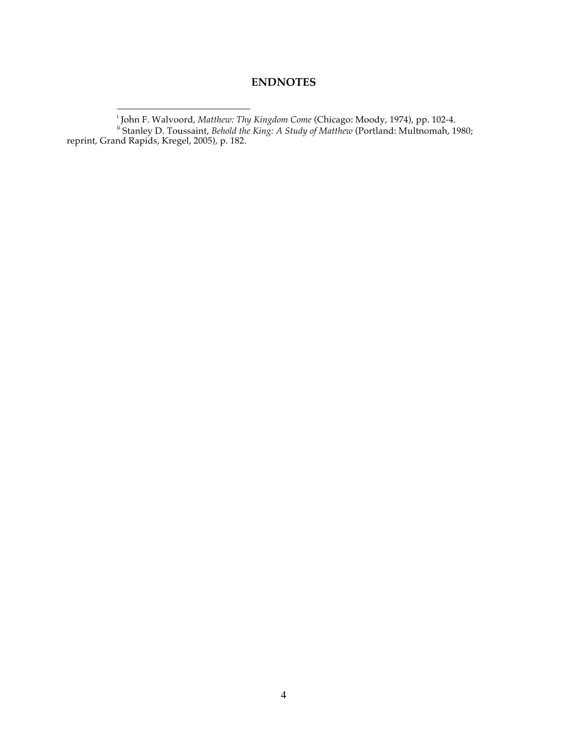## ENDNOTES

[i] John F. Walvoord, *Matthew: Thy Kingdom Come* (Chicago: Moody, 1974), pp. 102-4.

[ii] Stanley D. Toussaint, *Behold the King: A Study of Matthew* (Portland: Multnomah, 1980; reprint, Grand Rapids, Kregel, 2005), p. 182.